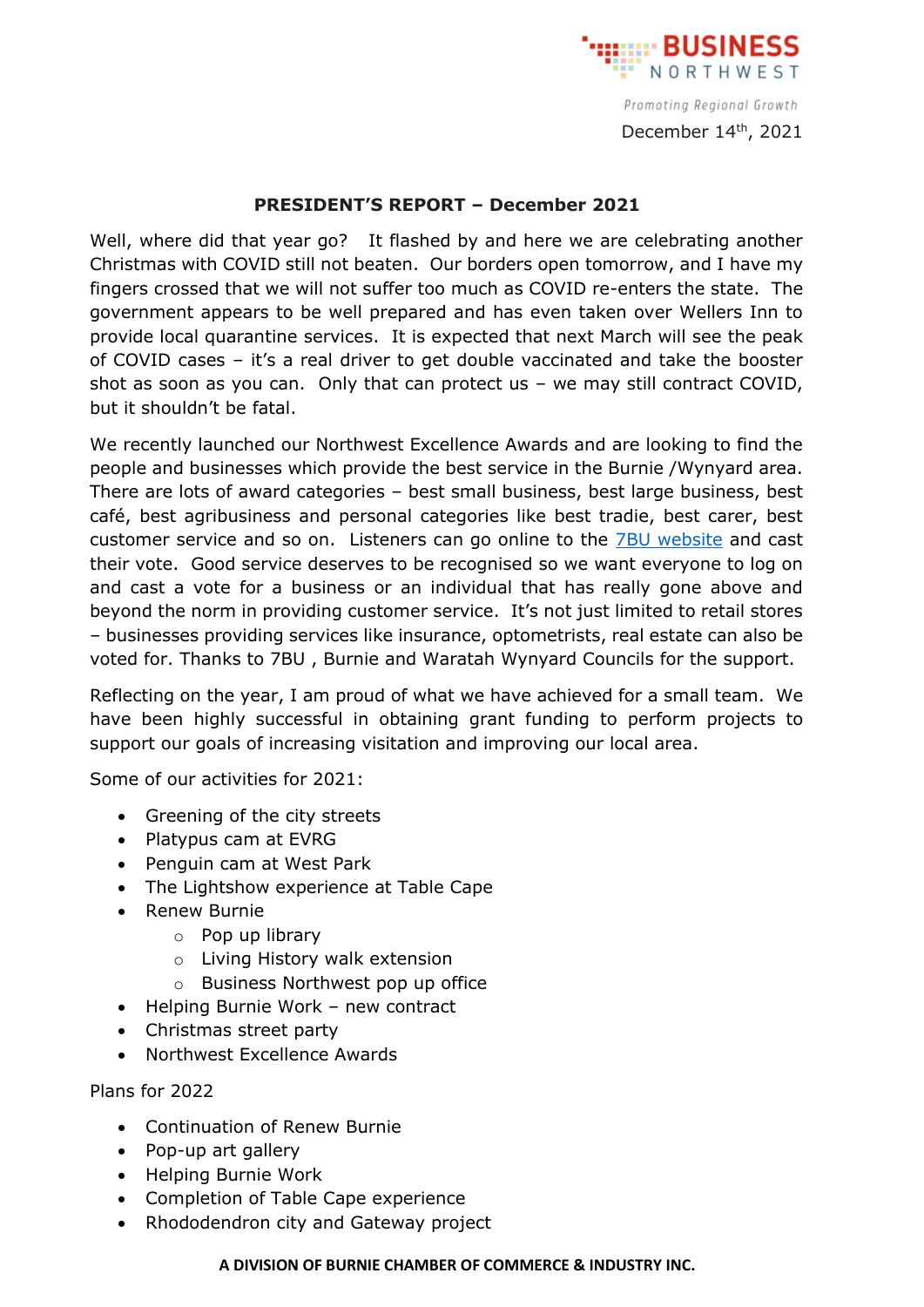BUSINESS NORTHWEST

*Promoting Regional Growth*

December 14th, 2021

**PRESIDENT'S REPORT – December 2021**

Well, where did that year go? It flashed by and here we are celebrating another Christmas with COVID still not beaten. Our borders open tomorrow, and I have my fingers crossed that we will not suffer too much as COVID re-enters the state. The government appears to be well prepared and has even taken over Wellers Inn to provide local quarantine services. It is expected that next March will see the peak of COVID cases – it's a real driver to get double vaccinated and take the booster shot as soon as you can. Only that can protect us – we may still contract COVID, but it shouldn't be fatal.

We recently launched our Northwest Excellence Awards and are looking to find the people and businesses which provide the best service in the Burnie /Wynyard area. There are lots of award categories – best small business, best large business, best café, best agribusiness and personal categories like best tradie, best carer, best customer service and so on. Listeners can go online to the 7BU website and cast their vote. Good service deserves to be recognised so we want everyone to log on and cast a vote for a business or an individual that has really gone above and beyond the norm in providing customer service. It's not just limited to retail stores – businesses providing services like insurance, optometrists, real estate can also be voted for. Thanks to 7BU , Burnie and Waratah Wynyard Councils for the support.

Reflecting on the year, I am proud of what we have achieved for a small team. We have been highly successful in obtaining grant funding to perform projects to support our goals of increasing visitation and improving our local area.

Some of our activities for 2021:

- Greening of the city streets
- Platypus cam at EVRG
- Penguin cam at West Park
- The Lightshow experience at Table Cape
- Renew Burnie
  - Pop up library
  - Living History walk extension
  - Business Northwest pop up office
- Helping Burnie Work – new contract
- Christmas street party
- Northwest Excellence Awards

Plans for 2022

- Continuation of Renew Burnie
- Pop-up art gallery
- Helping Burnie Work
- Completion of Table Cape experience
- Rhododendron city and Gateway project

**A DIVISION OF BURNIE CHAMBER OF COMMERCE & INDUSTRY INC.**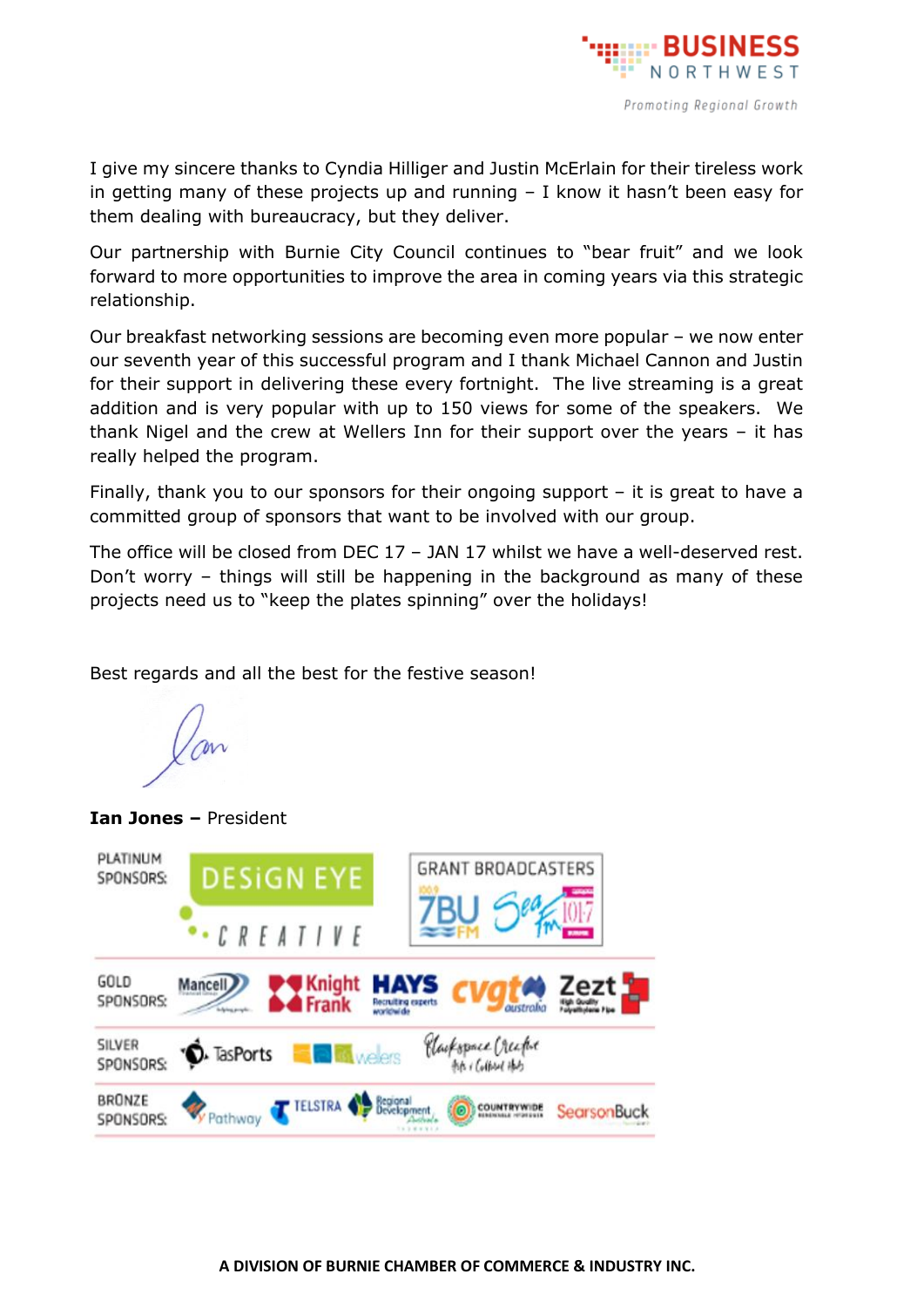I give my sincere thanks to Cyndia Hilliger and Justin McErlain for their tireless work in getting many of these projects up and running – I know it hasn't been easy for them dealing with bureaucracy, but they deliver.

Our partnership with Burnie City Council continues to "bear fruit" and we look forward to more opportunities to improve the area in coming years via this strategic relationship.

Our breakfast networking sessions are becoming even more popular – we now enter our seventh year of this successful program and I thank Michael Cannon and Justin for their support in delivering these every fortnight. The live streaming is a great addition and is very popular with up to 150 views for some of the speakers. We thank Nigel and the crew at Wellers Inn for their support over the years – it has really helped the program.

Finally, thank you to our sponsors for their ongoing support – it is great to have a committed group of sponsors that want to be involved with our group.

The office will be closed from DEC 17 – JAN 17 whilst we have a well-deserved rest. Don't worry – things will still be happening in the background as many of these projects need us to "keep the plates spinning" over the holidays!

Best regards and all the best for the festive season!

**Ian Jones –** President

PLATINUM SPONSORS: DESiGN EYE CREATIVE; GRANT BROADCASTERS 7BU Sea FM 101.7

GOLD SPONSORS: Mancell; Knight Frank; HAYS; cvgt australia; Zezt

SILVER SPONSORS: TasPorts; wellers; Flackspace Creative

BRONZE SPONSORS: Pathway; TELSTRA; Regional Development Australia; COUNTRYWIDE; SearsonBuck

A DIVISION OF BURNIE CHAMBER OF COMMERCE & INDUSTRY INC.